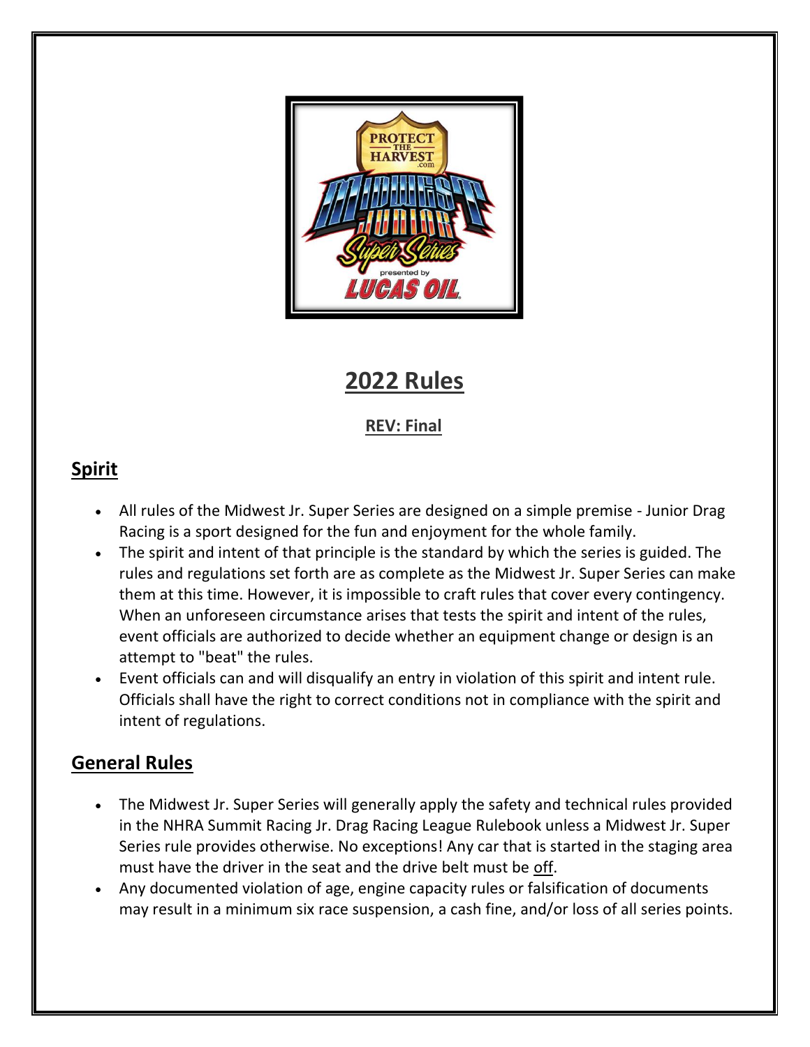# 2022 Rules

**REV: Final**

## Spirit

- All rules of the Midwest Jr. Super Series are designed on a simple premise - Junior Drag Racing is a sport designed for the fun and enjoyment for the whole family.
- The spirit and intent of that principle is the standard by which the series is guided. The rules and regulations set forth are as complete as the Midwest Jr. Super Series can make them at this time. However, it is impossible to craft rules that cover every contingency. When an unforeseen circumstance arises that tests the spirit and intent of the rules, event officials are authorized to decide whether an equipment change or design is an attempt to "beat" the rules.
- Event officials can and will disqualify an entry in violation of this spirit and intent rule. Officials shall have the right to correct conditions not in compliance with the spirit and intent of regulations.

## General Rules

- The Midwest Jr. Super Series will generally apply the safety and technical rules provided in the NHRA Summit Racing Jr. Drag Racing League Rulebook unless a Midwest Jr. Super Series rule provides otherwise. No exceptions! Any car that is started in the staging area must have the driver in the seat and the drive belt must be off.
- Any documented violation of age, engine capacity rules or falsification of documents may result in a minimum six race suspension, a cash fine, and/or loss of all series points.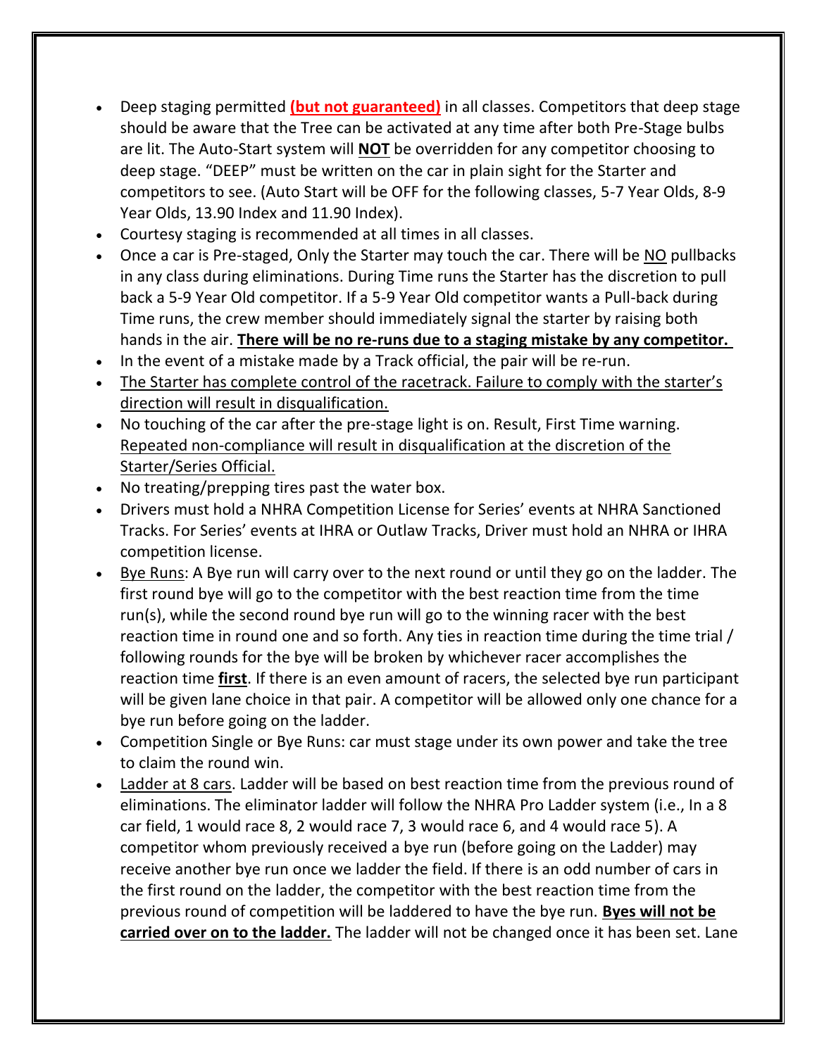- Deep staging permitted **(but not guaranteed)** in all classes. Competitors that deep stage should be aware that the Tree can be activated at any time after both Pre-Stage bulbs are lit. The Auto-Start system will **NOT** be overridden for any competitor choosing to deep stage. "DEEP" must be written on the car in plain sight for the Starter and competitors to see. (Auto Start will be OFF for the following classes, 5-7 Year Olds, 8-9 Year Olds, 13.90 Index and 11.90 Index).
- Courtesy staging is recommended at all times in all classes.
- Once a car is Pre-staged, Only the Starter may touch the car. There will be NO pullbacks in any class during eliminations. During Time runs the Starter has the discretion to pull back a 5-9 Year Old competitor. If a 5-9 Year Old competitor wants a Pull-back during Time runs, the crew member should immediately signal the starter by raising both hands in the air. **There will be no re-runs due to a staging mistake by any competitor.**
- In the event of a mistake made by a Track official, the pair will be re-run.
- The Starter has complete control of the racetrack. Failure to comply with the starter's direction will result in disqualification.
- No touching of the car after the pre-stage light is on. Result, First Time warning. Repeated non-compliance will result in disqualification at the discretion of the Starter/Series Official.
- No treating/prepping tires past the water box.
- Drivers must hold a NHRA Competition License for Series' events at NHRA Sanctioned Tracks. For Series' events at IHRA or Outlaw Tracks, Driver must hold an NHRA or IHRA competition license.
- Bye Runs: A Bye run will carry over to the next round or until they go on the ladder. The first round bye will go to the competitor with the best reaction time from the time run(s), while the second round bye run will go to the winning racer with the best reaction time in round one and so forth. Any ties in reaction time during the time trial / following rounds for the bye will be broken by whichever racer accomplishes the reaction time **first**. If there is an even amount of racers, the selected bye run participant will be given lane choice in that pair. A competitor will be allowed only one chance for a bye run before going on the ladder.
- Competition Single or Bye Runs: car must stage under its own power and take the tree to claim the round win.
- Ladder at 8 cars. Ladder will be based on best reaction time from the previous round of eliminations. The eliminator ladder will follow the NHRA Pro Ladder system (i.e., In a 8 car field, 1 would race 8, 2 would race 7, 3 would race 6, and 4 would race 5). A competitor whom previously received a bye run (before going on the Ladder) may receive another bye run once we ladder the field. If there is an odd number of cars in the first round on the ladder, the competitor with the best reaction time from the previous round of competition will be laddered to have the bye run. **Byes will not be carried over on to the ladder.** The ladder will not be changed once it has been set. Lane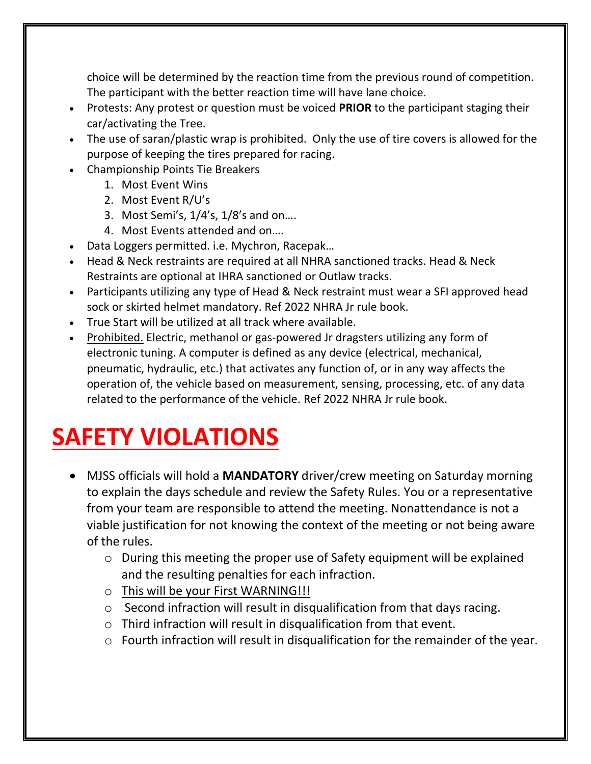choice will be determined by the reaction time from the previous round of competition. The participant with the better reaction time will have lane choice.

- Protests: Any protest or question must be voiced **PRIOR** to the participant staging their car/activating the Tree.
- The use of saran/plastic wrap is prohibited. Only the use of tire covers is allowed for the purpose of keeping the tires prepared for racing.
- Championship Points Tie Breakers
  1. Most Event Wins
  2. Most Event R/U's
  3. Most Semi's, 1/4's, 1/8's and on….
  4. Most Events attended and on….
- Data Loggers permitted. i.e. Mychron, Racepak…
- Head & Neck restraints are required at all NHRA sanctioned tracks. Head & Neck Restraints are optional at IHRA sanctioned or Outlaw tracks.
- Participants utilizing any type of Head & Neck restraint must wear a SFI approved head sock or skirted helmet mandatory. Ref 2022 NHRA Jr rule book.
- True Start will be utilized at all track where available.
- <u>Prohibited.</u> Electric, methanol or gas-powered Jr dragsters utilizing any form of electronic tuning. A computer is defined as any device (electrical, mechanical, pneumatic, hydraulic, etc.) that activates any function of, or in any way affects the operation of, the vehicle based on measurement, sensing, processing, etc. of any data related to the performance of the vehicle. Ref 2022 NHRA Jr rule book.

# SAFETY VIOLATIONS

- MJSS officials will hold a **MANDATORY** driver/crew meeting on Saturday morning to explain the days schedule and review the Safety Rules. You or a representative from your team are responsible to attend the meeting. Nonattendance is not a viable justification for not knowing the context of the meeting or not being aware of the rules.
  - During this meeting the proper use of Safety equipment will be explained and the resulting penalties for each infraction.
  - <u>This will be your First WARNING!!!</u>
  - Second infraction will result in disqualification from that days racing.
  - Third infraction will result in disqualification from that event.
  - Fourth infraction will result in disqualification for the remainder of the year.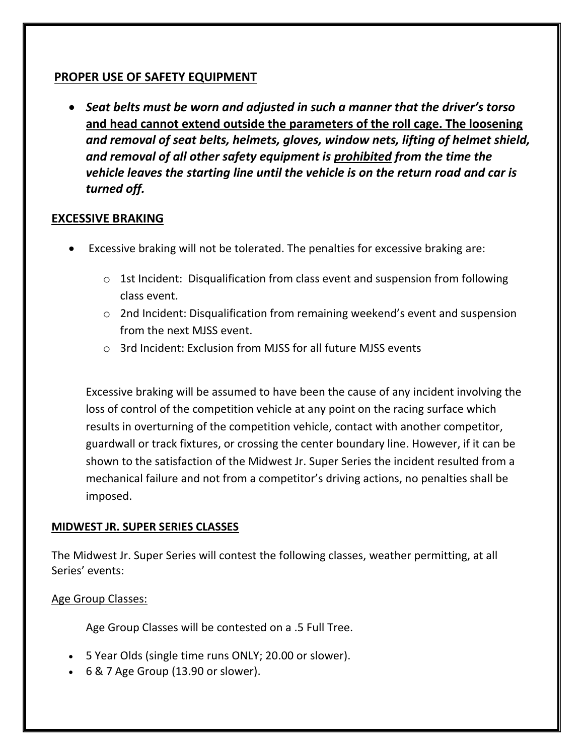## PROPER USE OF SAFETY EQUIPMENT

- ***Seat belts must be worn and adjusted in such a manner that the driver's torso and head cannot extend outside the parameters of the roll cage. The loosening and removal of seat belts, helmets, gloves, window nets, lifting of helmet shield, and removal of all other safety equipment is prohibited from the time the vehicle leaves the starting line until the vehicle is on the return road and car is turned off.***

## EXCESSIVE BRAKING

- Excessive braking will not be tolerated. The penalties for excessive braking are:
  - 1st Incident: Disqualification from class event and suspension from following class event.
  - 2nd Incident: Disqualification from remaining weekend's event and suspension from the next MJSS event.
  - 3rd Incident: Exclusion from MJSS for all future MJSS events

  Excessive braking will be assumed to have been the cause of any incident involving the loss of control of the competition vehicle at any point on the racing surface which results in overturning of the competition vehicle, contact with another competitor, guardwall or track fixtures, or crossing the center boundary line. However, if it can be shown to the satisfaction of the Midwest Jr. Super Series the incident resulted from a mechanical failure and not from a competitor's driving actions, no penalties shall be imposed.

## MIDWEST JR. SUPER SERIES CLASSES

The Midwest Jr. Super Series will contest the following classes, weather permitting, at all Series' events:

### Age Group Classes:

Age Group Classes will be contested on a .5 Full Tree.

- 5 Year Olds (single time runs ONLY; 20.00 or slower).
- 6 & 7 Age Group (13.90 or slower).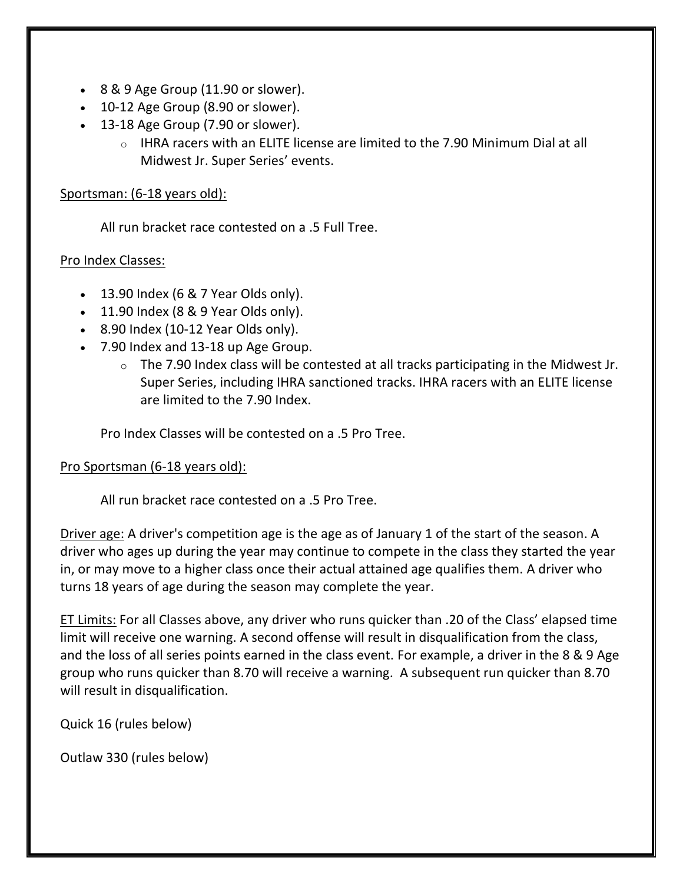- 8 & 9 Age Group (11.90 or slower).
- 10-12 Age Group (8.90 or slower).
- 13-18 Age Group (7.90 or slower).
    - IHRA racers with an ELITE license are limited to the 7.90 Minimum Dial at all Midwest Jr. Super Series' events.

<u>Sportsman: (6-18 years old):</u>

All run bracket race contested on a .5 Full Tree.

<u>Pro Index Classes:</u>

- 13.90 Index (6 & 7 Year Olds only).
- 11.90 Index (8 & 9 Year Olds only).
- 8.90 Index (10-12 Year Olds only).
- 7.90 Index and 13-18 up Age Group.
    - The 7.90 Index class will be contested at all tracks participating in the Midwest Jr. Super Series, including IHRA sanctioned tracks. IHRA racers with an ELITE license are limited to the 7.90 Index.

Pro Index Classes will be contested on a .5 Pro Tree.

<u>Pro Sportsman (6-18 years old):</u>

All run bracket race contested on a .5 Pro Tree.

<u>Driver age:</u> A driver's competition age is the age as of January 1 of the start of the season. A driver who ages up during the year may continue to compete in the class they started the year in, or may move to a higher class once their actual attained age qualifies them. A driver who turns 18 years of age during the season may complete the year.

<u>ET Limits:</u> For all Classes above, any driver who runs quicker than .20 of the Class' elapsed time limit will receive one warning. A second offense will result in disqualification from the class, and the loss of all series points earned in the class event. For example, a driver in the 8 & 9 Age group who runs quicker than 8.70 will receive a warning. A subsequent run quicker than 8.70 will result in disqualification.

Quick 16 (rules below)

Outlaw 330 (rules below)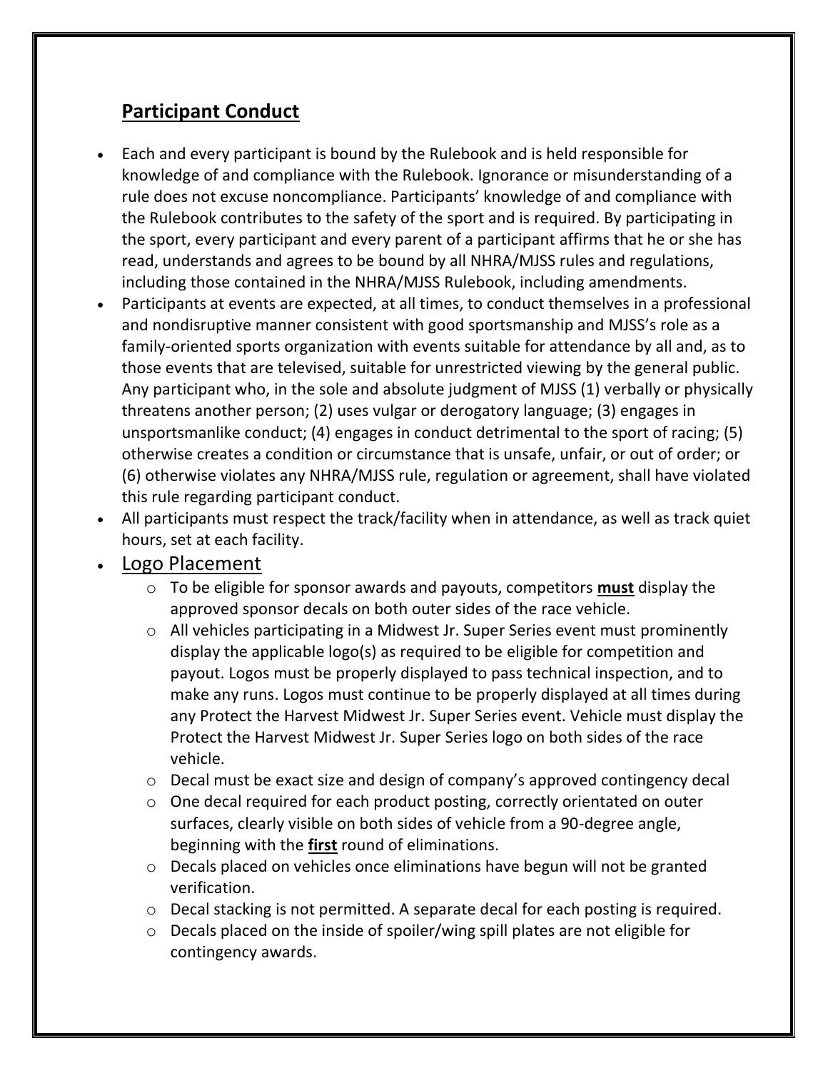## Participant Conduct

- Each and every participant is bound by the Rulebook and is held responsible for knowledge of and compliance with the Rulebook. Ignorance or misunderstanding of a rule does not excuse noncompliance. Participants' knowledge of and compliance with the Rulebook contributes to the safety of the sport and is required. By participating in the sport, every participant and every parent of a participant affirms that he or she has read, understands and agrees to be bound by all NHRA/MJSS rules and regulations, including those contained in the NHRA/MJSS Rulebook, including amendments.
- Participants at events are expected, at all times, to conduct themselves in a professional and nondisruptive manner consistent with good sportsmanship and MJSS's role as a family-oriented sports organization with events suitable for attendance by all and, as to those events that are televised, suitable for unrestricted viewing by the general public. Any participant who, in the sole and absolute judgment of MJSS (1) verbally or physically threatens another person; (2) uses vulgar or derogatory language; (3) engages in unsportsmanlike conduct; (4) engages in conduct detrimental to the sport of racing; (5) otherwise creates a condition or circumstance that is unsafe, unfair, or out of order; or (6) otherwise violates any NHRA/MJSS rule, regulation or agreement, shall have violated this rule regarding participant conduct.
- All participants must respect the track/facility when in attendance, as well as track quiet hours, set at each facility.
- Logo Placement
  - To be eligible for sponsor awards and payouts, competitors **must** display the approved sponsor decals on both outer sides of the race vehicle.
  - All vehicles participating in a Midwest Jr. Super Series event must prominently display the applicable logo(s) as required to be eligible for competition and payout. Logos must be properly displayed to pass technical inspection, and to make any runs. Logos must continue to be properly displayed at all times during any Protect the Harvest Midwest Jr. Super Series event. Vehicle must display the Protect the Harvest Midwest Jr. Super Series logo on both sides of the race vehicle.
  - Decal must be exact size and design of company's approved contingency decal
  - One decal required for each product posting, correctly orientated on outer surfaces, clearly visible on both sides of vehicle from a 90-degree angle, beginning with the **first** round of eliminations.
  - Decals placed on vehicles once eliminations have begun will not be granted verification.
  - Decal stacking is not permitted. A separate decal for each posting is required.
  - Decals placed on the inside of spoiler/wing spill plates are not eligible for contingency awards.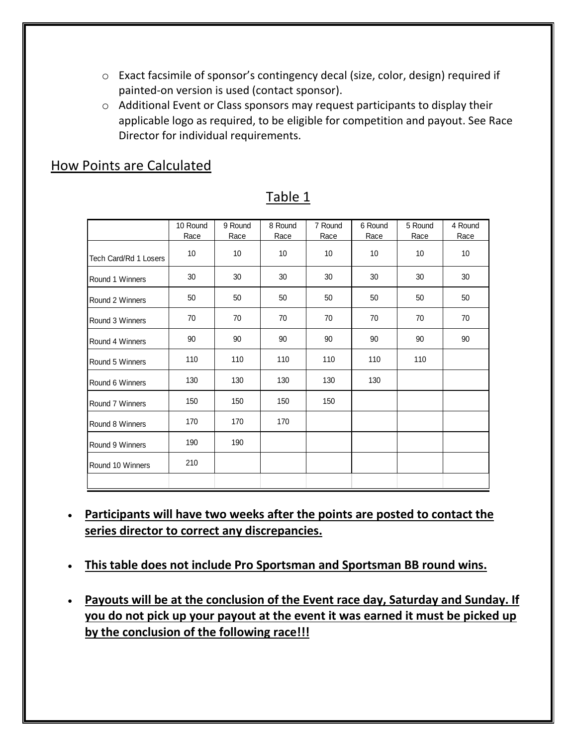- Exact facsimile of sponsor's contingency decal (size, color, design) required if painted-on version is used (contact sponsor).
- Additional Event or Class sponsors may request participants to display their applicable logo as required, to be eligible for competition and payout. See Race Director for individual requirements.

## How Points are Calculated

Table 1

| | 10 Round Race | 9 Round Race | 8 Round Race | 7 Round Race | 6 Round Race | 5 Round Race | 4 Round Race |
|---|---|---|---|---|---|---|---|
| Tech Card/Rd 1 Losers | 10 | 10 | 10 | 10 | 10 | 10 | 10 |
| Round 1 Winners | 30 | 30 | 30 | 30 | 30 | 30 | 30 |
| Round 2 Winners | 50 | 50 | 50 | 50 | 50 | 50 | 50 |
| Round 3 Winners | 70 | 70 | 70 | 70 | 70 | 70 | 70 |
| Round 4 Winners | 90 | 90 | 90 | 90 | 90 | 90 | 90 |
| Round 5 Winners | 110 | 110 | 110 | 110 | 110 | 110 | |
| Round 6 Winners | 130 | 130 | 130 | 130 | 130 | | |
| Round 7 Winners | 150 | 150 | 150 | 150 | | | |
| Round 8 Winners | 170 | 170 | 170 | | | | |
| Round 9 Winners | 190 | 190 | | | | | |
| Round 10 Winners | 210 | | | | | | |
| | | | | | | | |

- **Participants will have two weeks after the points are posted to contact the series director to correct any discrepancies.**
- **This table does not include Pro Sportsman and Sportsman BB round wins.**
- **Payouts will be at the conclusion of the Event race day, Saturday and Sunday. If you do not pick up your payout at the event it was earned it must be picked up by the conclusion of the following race!!!**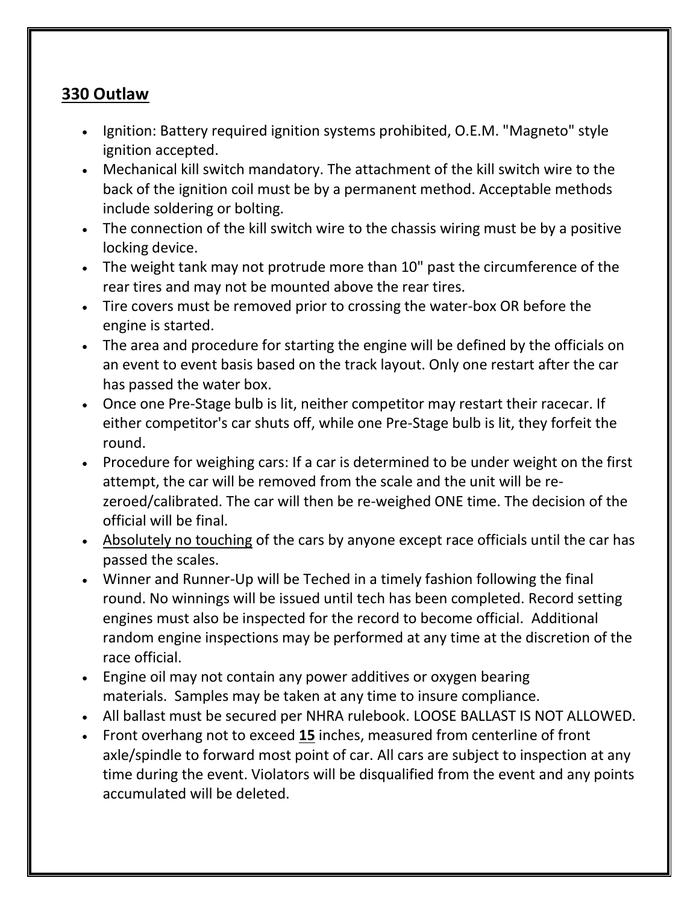## <u>330 Outlaw</u>

- Ignition: Battery required ignition systems prohibited, O.E.M. "Magneto" style ignition accepted.
- Mechanical kill switch mandatory. The attachment of the kill switch wire to the back of the ignition coil must be by a permanent method. Acceptable methods include soldering or bolting.
- The connection of the kill switch wire to the chassis wiring must be by a positive locking device.
- The weight tank may not protrude more than 10" past the circumference of the rear tires and may not be mounted above the rear tires.
- Tire covers must be removed prior to crossing the water-box OR before the engine is started.
- The area and procedure for starting the engine will be defined by the officials on an event to event basis based on the track layout. Only one restart after the car has passed the water box.
- Once one Pre-Stage bulb is lit, neither competitor may restart their racecar. If either competitor's car shuts off, while one Pre-Stage bulb is lit, they forfeit the round.
- Procedure for weighing cars: If a car is determined to be under weight on the first attempt, the car will be removed from the scale and the unit will be re-zeroed/calibrated. The car will then be re-weighed ONE time. The decision of the official will be final.
- <u>Absolutely no touching</u> of the cars by anyone except race officials until the car has passed the scales.
- Winner and Runner-Up will be Teched in a timely fashion following the final round. No winnings will be issued until tech has been completed. Record setting engines must also be inspected for the record to become official. Additional random engine inspections may be performed at any time at the discretion of the race official.
- Engine oil may not contain any power additives or oxygen bearing materials. Samples may be taken at any time to insure compliance.
- All ballast must be secured per NHRA rulebook. LOOSE BALLAST IS NOT ALLOWED.
- Front overhang not to exceed **<u>15</u>** inches, measured from centerline of front axle/spindle to forward most point of car. All cars are subject to inspection at any time during the event. Violators will be disqualified from the event and any points accumulated will be deleted.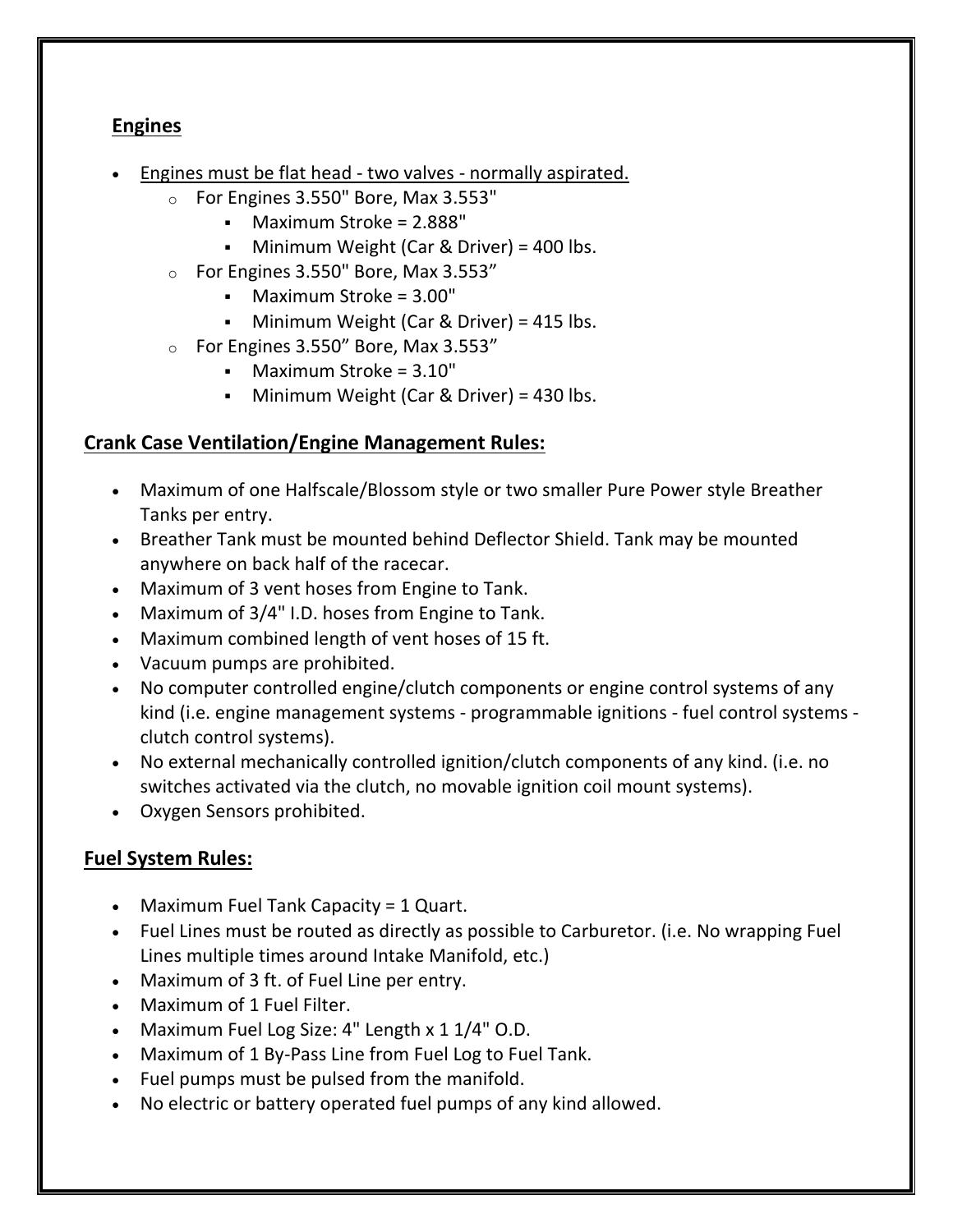## Engines

- Engines must be flat head - two valves - normally aspirated.
  - For Engines 3.550" Bore, Max 3.553"
    - Maximum Stroke = 2.888"
    - Minimum Weight (Car & Driver) = 400 lbs.
  - For Engines 3.550" Bore, Max 3.553”
    - Maximum Stroke = 3.00"
    - Minimum Weight (Car & Driver) = 415 lbs.
  - For Engines 3.550” Bore, Max 3.553”
    - Maximum Stroke = 3.10"
    - Minimum Weight (Car & Driver) = 430 lbs.

## Crank Case Ventilation/Engine Management Rules:

- Maximum of one Halfscale/Blossom style or two smaller Pure Power style Breather Tanks per entry.
- Breather Tank must be mounted behind Deflector Shield. Tank may be mounted anywhere on back half of the racecar.
- Maximum of 3 vent hoses from Engine to Tank.
- Maximum of 3/4" I.D. hoses from Engine to Tank.
- Maximum combined length of vent hoses of 15 ft.
- Vacuum pumps are prohibited.
- No computer controlled engine/clutch components or engine control systems of any kind (i.e. engine management systems - programmable ignitions - fuel control systems - clutch control systems).
- No external mechanically controlled ignition/clutch components of any kind. (i.e. no switches activated via the clutch, no movable ignition coil mount systems).
- Oxygen Sensors prohibited.

## Fuel System Rules:

- Maximum Fuel Tank Capacity = 1 Quart.
- Fuel Lines must be routed as directly as possible to Carburetor. (i.e. No wrapping Fuel Lines multiple times around Intake Manifold, etc.)
- Maximum of 3 ft. of Fuel Line per entry.
- Maximum of 1 Fuel Filter.
- Maximum Fuel Log Size: 4" Length x 1 1/4" O.D.
- Maximum of 1 By-Pass Line from Fuel Log to Fuel Tank.
- Fuel pumps must be pulsed from the manifold.
- No electric or battery operated fuel pumps of any kind allowed.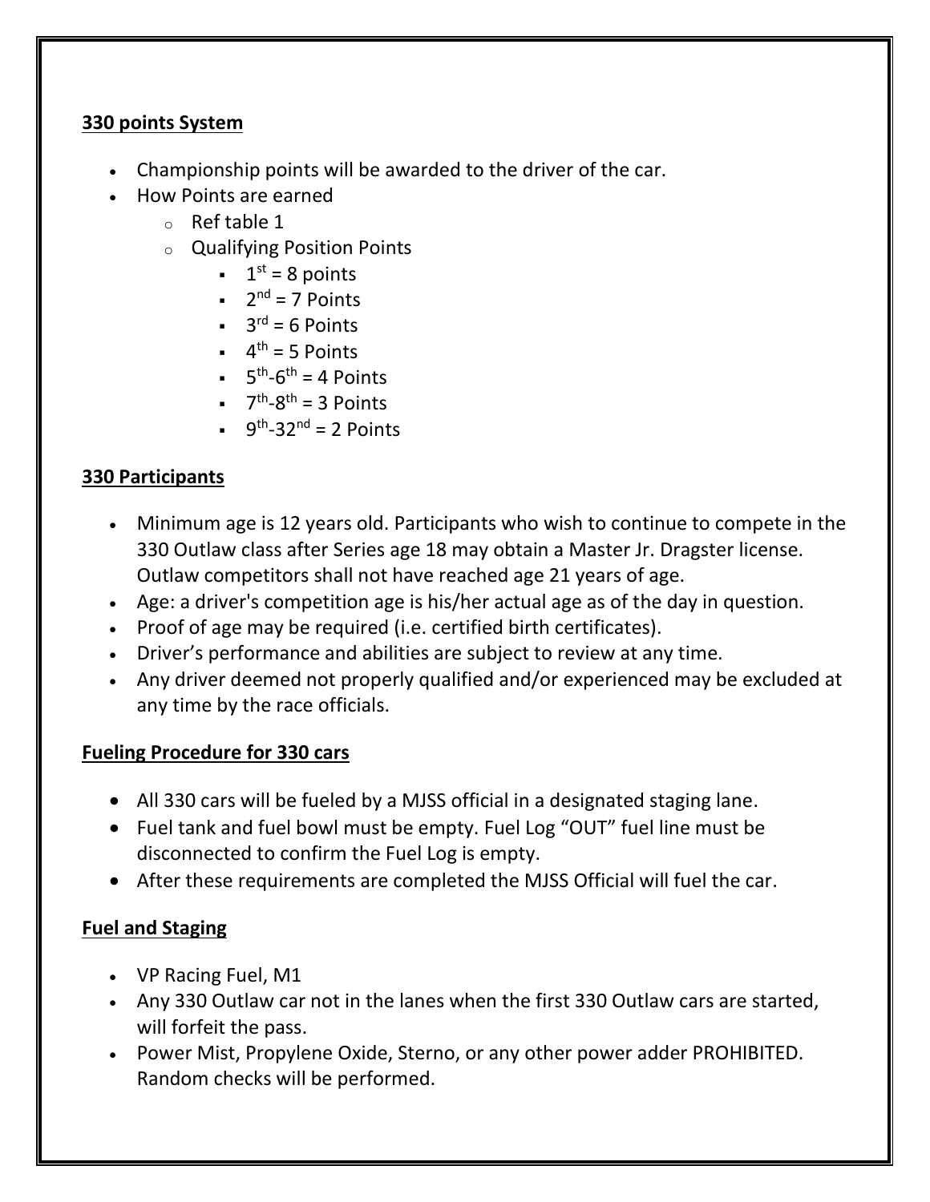**330 points System**

- Championship points will be awarded to the driver of the car.
- How Points are earned
  - Ref table 1
  - Qualifying Position Points
    - $1^{st}$ = 8 points
    - $2^{nd}$ = 7 Points
    - $3^{rd}$ = 6 Points
    - $4^{th}$ = 5 Points
    - $5^{th}$-$6^{th}$ = 4 Points
    - $7^{th}$-$8^{th}$ = 3 Points
    - $9^{th}$-$32^{nd}$ = 2 Points

**330 Participants**

- Minimum age is 12 years old. Participants who wish to continue to compete in the 330 Outlaw class after Series age 18 may obtain a Master Jr. Dragster license. Outlaw competitors shall not have reached age 21 years of age.
- Age: a driver's competition age is his/her actual age as of the day in question.
- Proof of age may be required (i.e. certified birth certificates).
- Driver's performance and abilities are subject to review at any time.
- Any driver deemed not properly qualified and/or experienced may be excluded at any time by the race officials.

**Fueling Procedure for 330 cars**

- All 330 cars will be fueled by a MJSS official in a designated staging lane.
- Fuel tank and fuel bowl must be empty. Fuel Log "OUT" fuel line must be disconnected to confirm the Fuel Log is empty.
- After these requirements are completed the MJSS Official will fuel the car.

**Fuel and Staging**

- VP Racing Fuel, M1
- Any 330 Outlaw car not in the lanes when the first 330 Outlaw cars are started, will forfeit the pass.
- Power Mist, Propylene Oxide, Sterno, or any other power adder PROHIBITED. Random checks will be performed.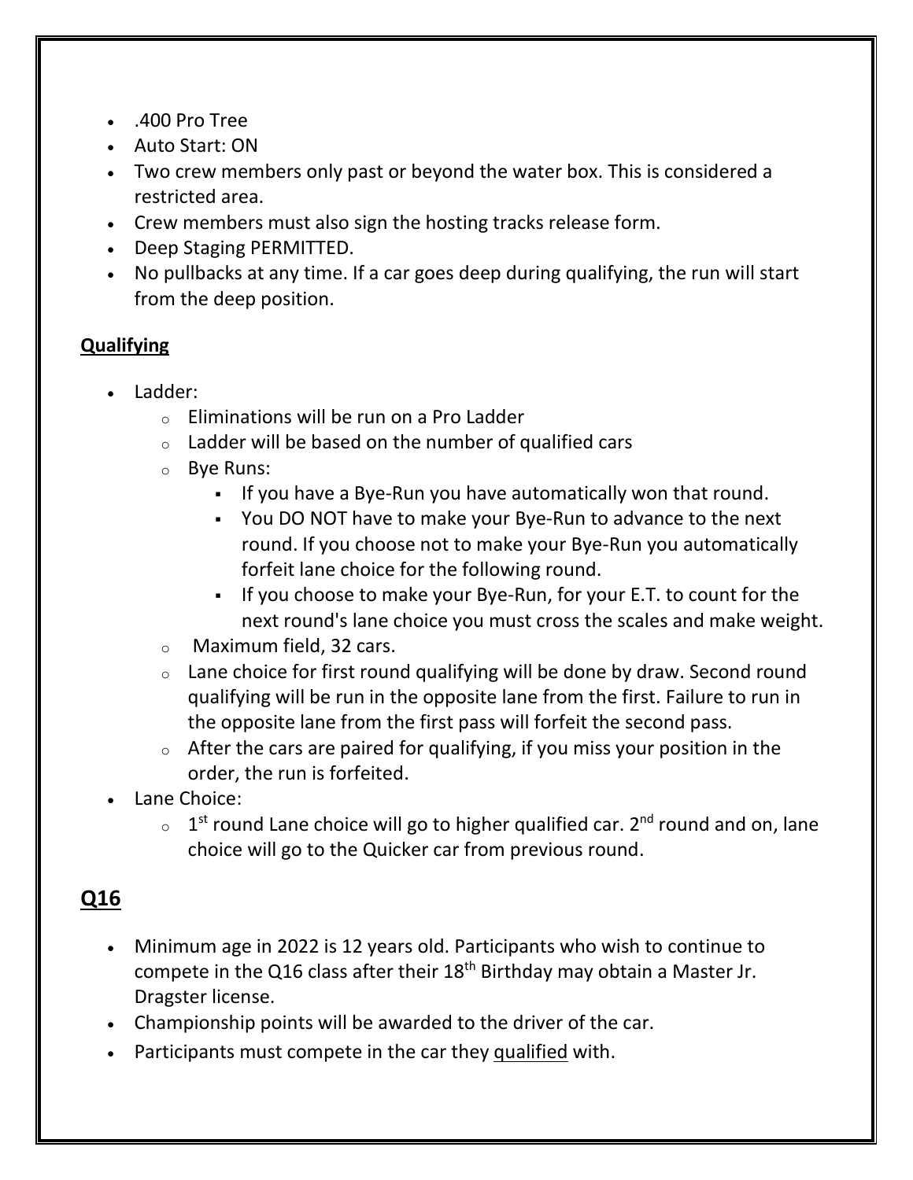- .400 Pro Tree
- Auto Start: ON
- Two crew members only past or beyond the water box. This is considered a restricted area.
- Crew members must also sign the hosting tracks release form.
- Deep Staging PERMITTED.
- No pullbacks at any time. If a car goes deep during qualifying, the run will start from the deep position.

## Qualifying

- Ladder:
  - Eliminations will be run on a Pro Ladder
  - Ladder will be based on the number of qualified cars
  - Bye Runs:
    - If you have a Bye-Run you have automatically won that round.
    - You DO NOT have to make your Bye-Run to advance to the next round. If you choose not to make your Bye-Run you automatically forfeit lane choice for the following round.
    - If you choose to make your Bye-Run, for your E.T. to count for the next round's lane choice you must cross the scales and make weight.
  - Maximum field, 32 cars.
  - Lane choice for first round qualifying will be done by draw. Second round qualifying will be run in the opposite lane from the first. Failure to run in the opposite lane from the first pass will forfeit the second pass.
  - After the cars are paired for qualifying, if you miss your position in the order, the run is forfeited.
- Lane Choice:
  - 1st round Lane choice will go to higher qualified car. 2nd round and on, lane choice will go to the Quicker car from previous round.

## Q16

- Minimum age in 2022 is 12 years old. Participants who wish to continue to compete in the Q16 class after their 18th Birthday may obtain a Master Jr. Dragster license.
- Championship points will be awarded to the driver of the car.
- Participants must compete in the car they qualified with.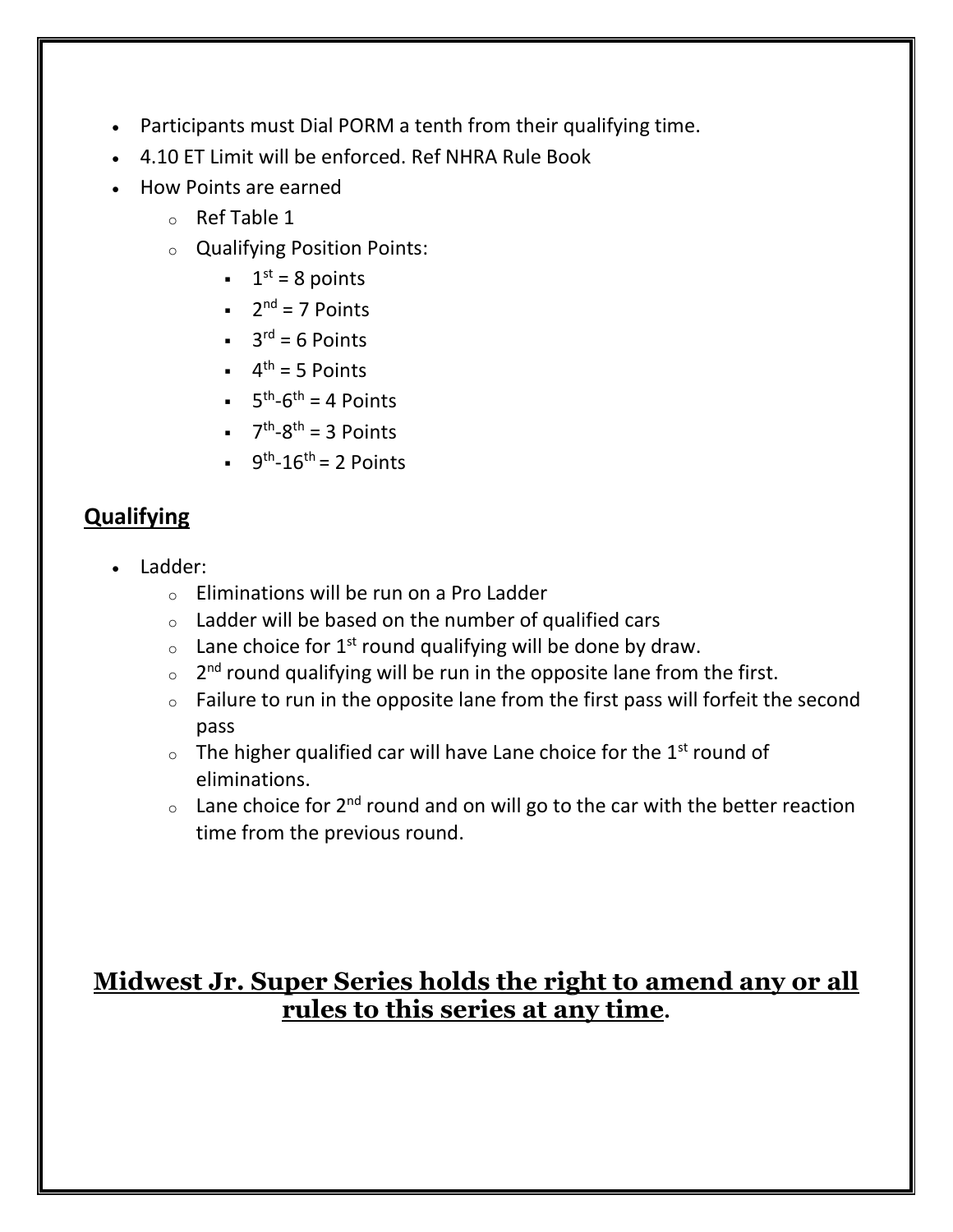- Participants must Dial PORM a tenth from their qualifying time.
- 4.10 ET Limit will be enforced. Ref NHRA Rule Book
- How Points are earned
  - Ref Table 1
  - Qualifying Position Points:
    - 1st = 8 points
    - 2nd = 7 Points
    - 3rd = 6 Points
    - 4th = 5 Points
    - 5th-6th = 4 Points
    - 7th-8th = 3 Points
    - 9th-16th = 2 Points

## Qualifying

- Ladder:
  - Eliminations will be run on a Pro Ladder
  - Ladder will be based on the number of qualified cars
  - Lane choice for 1st round qualifying will be done by draw.
  - 2nd round qualifying will be run in the opposite lane from the first.
  - Failure to run in the opposite lane from the first pass will forfeit the second pass
  - The higher qualified car will have Lane choice for the 1st round of eliminations.
  - Lane choice for 2nd round and on will go to the car with the better reaction time from the previous round.

## Midwest Jr. Super Series holds the right to amend any or all rules to this series at any time.